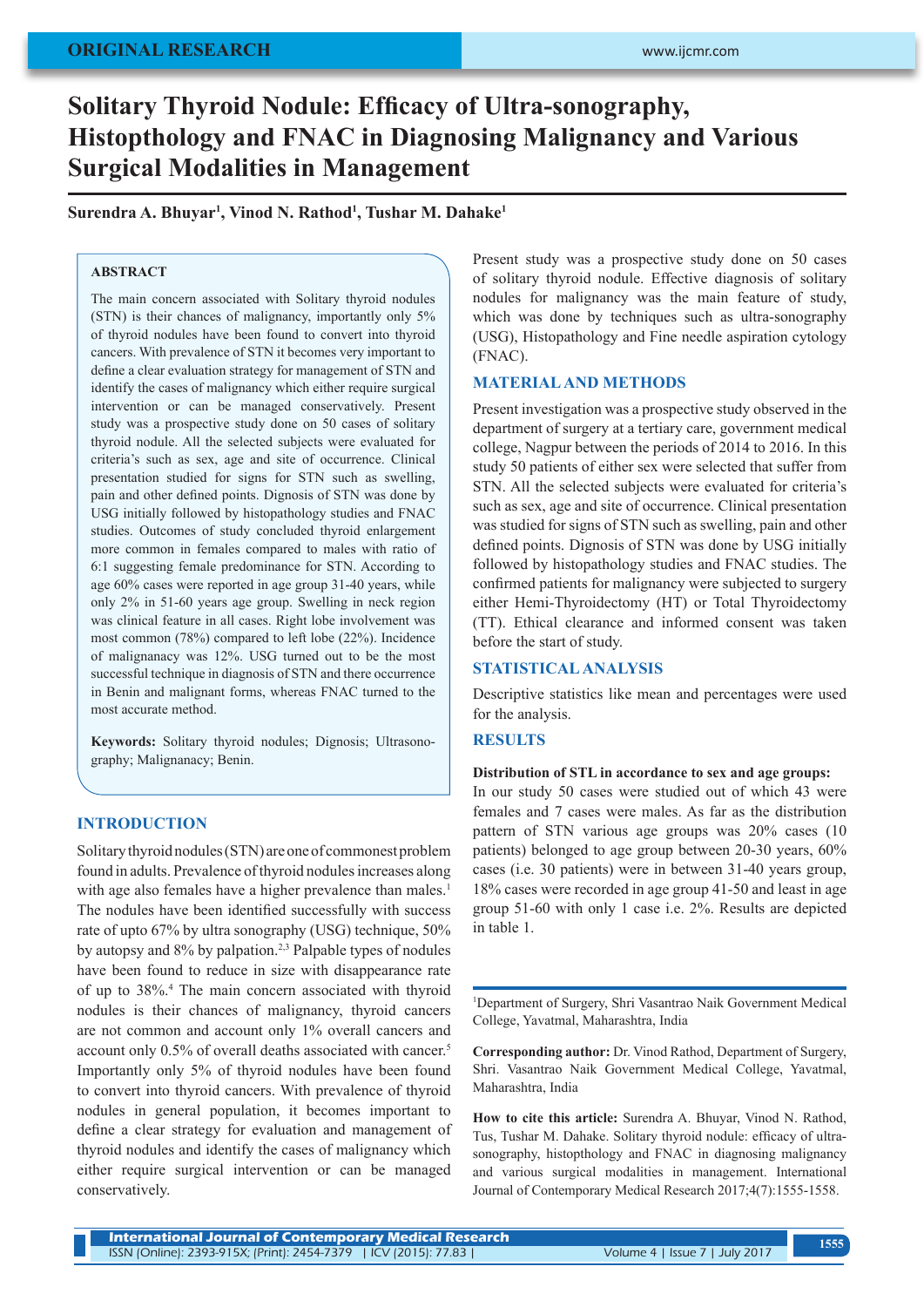ORIGINAL RESEARCH

# Solitary Thyroid Nodule: Efficacy of Ultra-sonography, Histopthology and FNAC in Diagnosing Malignancy and Various Surgical Modalities in Management

**Surendra A. Bhuyar[1], Vinod N. Rathod[1], Tushar M. Dahake[1]**

## ABSTRACT

The main concern associated with Solitary thyroid nodules (STN) is their chances of malignancy, importantly only 5% of thyroid nodules have been found to convert into thyroid cancers. With prevalence of STN it becomes very important to define a clear evaluation strategy for management of STN and identify the cases of malignancy which either require surgical intervention or can be managed conservatively. Present study was a prospective study done on 50 cases of solitary thyroid nodule. All the selected subjects were evaluated for criteria's such as sex, age and site of occurrence. Clinical presentation studied for signs for STN such as swelling, pain and other defined points. Dignosis of STN was done by USG initially followed by histopathology studies and FNAC studies. Outcomes of study concluded thyroid enlargement more common in females compared to males with ratio of 6:1 suggesting female predominance for STN. According to age 60% cases were reported in age group 31-40 years, while only 2% in 51-60 years age group. Swelling in neck region was clinical feature in all cases. Right lobe involvement was most common (78%) compared to left lobe (22%). Incidence of malignanacy was 12%. USG turned out to be the most successful technique in diagnosis of STN and there occurrence in Benin and malignant forms, whereas FNAC turned to the most accurate method.

**Keywords:** Solitary thyroid nodules; Dignosis; Ultrasonography; Malignanacy; Benin.

## INTRODUCTION

Solitary thyroid nodules (STN) are one of commonest problem found in adults. Prevalence of thyroid nodules increases along with age also females have a higher prevalence than males.[1] The nodules have been identified successfully with success rate of upto 67% by ultra sonography (USG) technique, 50% by autopsy and 8% by palpation.[2,3] Palpable types of nodules have been found to reduce in size with disappearance rate of up to 38%.[4] The main concern associated with thyroid nodules is their chances of malignancy, thyroid cancers are not common and account only 1% overall cancers and account only 0.5% of overall deaths associated with cancer.[5] Importantly only 5% of thyroid nodules have been found to convert into thyroid cancers. With prevalence of thyroid nodules in general population, it becomes important to define a clear strategy for evaluation and management of thyroid nodules and identify the cases of malignancy which either require surgical intervention or can be managed conservatively.

Present study was a prospective study done on 50 cases of solitary thyroid nodule. Effective diagnosis of solitary nodules for malignancy was the main feature of study, which was done by techniques such as ultra-sonography (USG), Histopathology and Fine needle aspiration cytology (FNAC).

## MATERIAL AND METHODS

Present investigation was a prospective study observed in the department of surgery at a tertiary care, government medical college, Nagpur between the periods of 2014 to 2016. In this study 50 patients of either sex were selected that suffer from STN. All the selected subjects were evaluated for criteria's such as sex, age and site of occurrence. Clinical presentation was studied for signs of STN such as swelling, pain and other defined points. Dignosis of STN was done by USG initially followed by histopathology studies and FNAC studies. The confirmed patients for malignancy were subjected to surgery either Hemi-Thyroidectomy (HT) or Total Thyroidectomy (TT). Ethical clearance and informed consent was taken before the start of study.

## STATISTICAL ANALYSIS

Descriptive statistics like mean and percentages were used for the analysis.

## RESULTS

**Distribution of STL in accordance to sex and age groups:**
In our study 50 cases were studied out of which 43 were females and 7 cases were males. As far as the distribution pattern of STN various age groups was 20% cases (10 patients) belonged to age group between 20-30 years, 60% cases (i.e. 30 patients) were in between 31-40 years group, 18% cases were recorded in age group 41-50 and least in age group 51-60 with only 1 case i.e. 2%. Results are depicted in table 1.

[1]Department of Surgery, Shri Vasantrao Naik Government Medical College, Yavatmal, Maharashtra, India

**Corresponding author:** Dr. Vinod Rathod, Department of Surgery, Shri. Vasantrao Naik Government Medical College, Yavatmal, Maharashtra, India

**How to cite this article:** Surendra A. Bhuyar, Vinod N. Rathod, Tus, Tushar M. Dahake. Solitary thyroid nodule: efficacy of ultra-sonography, histopthology and FNAC in diagnosing malignancy and various surgical modalities in management. International Journal of Contemporary Medical Research 2017;4(7):1555-1558.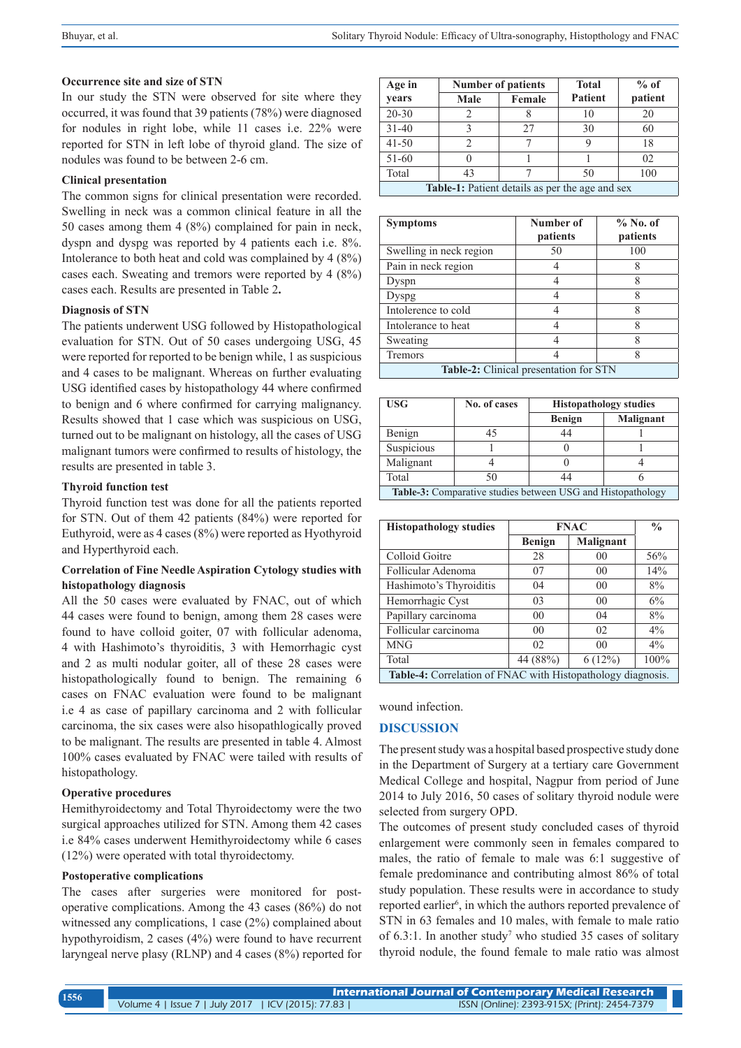### Occurrence site and size of STN

In our study the STN were observed for site where they occurred, it was found that 39 patients (78%) were diagnosed for nodules in right lobe, while 11 cases i.e. 22% were reported for STN in left lobe of thyroid gland. The size of nodules was found to be between 2-6 cm.

### Clinical presentation

The common signs for clinical presentation were recorded. Swelling in neck was a common clinical feature in all the 50 cases among them 4 (8%) complained for pain in neck, dyspn and dyspg was reported by 4 patients each i.e. 8%. Intolerance to both heat and cold was complained by 4 (8%) cases each. Sweating and tremors were reported by 4 (8%) cases each. Results are presented in Table 2**.**

### Diagnosis of STN

The patients underwent USG followed by Histopathological evaluation for STN. Out of 50 cases undergoing USG, 45 were reported for reported to be benign while, 1 as suspicious and 4 cases to be malignant. Whereas on further evaluating USG identified cases by histopathology 44 where confirmed to benign and 6 where confirmed for carrying malignancy. Results showed that 1 case which was suspicious on USG, turned out to be malignant on histology, all the cases of USG malignant tumors were confirmed to results of histology, the results are presented in table 3.

### Thyroid function test

Thyroid function test was done for all the patients reported for STN. Out of them 42 patients (84%) were reported for Euthyroid, were as 4 cases (8%) were reported as Hyothyroid and Hyperthyroid each.

### Correlation of Fine Needle Aspiration Cytology studies with histopathology diagnosis

All the 50 cases were evaluated by FNAC, out of which 44 cases were found to benign, among them 28 cases were found to have colloid goiter, 07 with follicular adenoma, 4 with Hashimoto's thyroiditis, 3 with Hemorrhagic cyst and 2 as multi nodular goiter, all of these 28 cases were histopathologically found to benign. The remaining 6 cases on FNAC evaluation were found to be malignant i.e 4 as case of papillary carcinoma and 2 with follicular carcinoma, the six cases were also hisopathlogically proved to be malignant. The results are presented in table 4. Almost 100% cases evaluated by FNAC were tailed with results of histopathology.

### Operative procedures

Hemithyroidectomy and Total Thyroidectomy were the two surgical approaches utilized for STN. Among them 42 cases i.e 84% cases underwent Hemithyroidectomy while 6 cases (12%) were operated with total thyroidectomy.

### Postoperative complications

The cases after surgeries were monitored for post-operative complications. Among the 43 cases (86%) do not witnessed any complications, 1 case (2%) complained about hypothyroidism, 2 cases (4%) were found to have recurrent laryngeal nerve plasy (RLNP) and 4 cases (8%) reported for wound infection.

| Age in years | Number of patients | | Total Patient | % of patient |
|---|---|---|---|---|
| | Male | Female | | |
| 20-30 | 2 | 8 | 10 | 20 |
| 31-40 | 3 | 27 | 30 | 60 |
| 41-50 | 2 | 7 | 9 | 18 |
| 51-60 | 0 | 1 | 1 | 02 |
| Total | 43 | 7 | 50 | 100 |

**Table-1:** Patient details as per the age and sex

| Symptoms | Number of patients | % No. of patients |
|---|---|---|
| Swelling in neck region | 50 | 100 |
| Pain in neck region | 4 | 8 |
| Dyspn | 4 | 8 |
| Dyspg | 4 | 8 |
| Intolerence to cold | 4 | 8 |
| Intolerance to heat | 4 | 8 |
| Sweating | 4 | 8 |
| Tremors | 4 | 8 |

**Table-2:** Clinical presentation for STN

| USG | No. of cases | Histopathology studies | |
|---|---|---|---|
| | | Benign | Malignant |
| Benign | 45 | 44 | 1 |
| Suspicious | 1 | 0 | 1 |
| Malignant | 4 | 0 | 4 |
| Total | 50 | 44 | 6 |

**Table-3:** Comparative studies between USG and Histopathology

| Histopathology studies | FNAC | | % |
|---|---|---|---|
| | Benign | Malignant | |
| Colloid Goitre | 28 | 00 | 56% |
| Follicular Adenoma | 07 | 00 | 14% |
| Hashimoto's Thyroiditis | 04 | 00 | 8% |
| Hemorrhagic Cyst | 03 | 00 | 6% |
| Papillary carcinoma | 00 | 04 | 8% |
| Follicular carcinoma | 00 | 02 | 4% |
| MNG | 02 | 00 | 4% |
| Total | 44 (88%) | 6 (12%) | 100% |

**Table-4:** Correlation of FNAC with Histopathology diagnosis.

## DISCUSSION

The present study was a hospital based prospective study done in the Department of Surgery at a tertiary care Government Medical College and hospital, Nagpur from period of June 2014 to July 2016, 50 cases of solitary thyroid nodule were selected from surgery OPD.

The outcomes of present study concluded cases of thyroid enlargement were commonly seen in females compared to males, the ratio of female to male was 6:1 suggestive of female predominance and contributing almost 86% of total study population. These results were in accordance to study reported earlier[6], in which the authors reported prevalence of STN in 63 females and 10 males, with female to male ratio of 6.3:1. In another study[7] who studied 35 cases of solitary thyroid nodule, the found female to male ratio was almost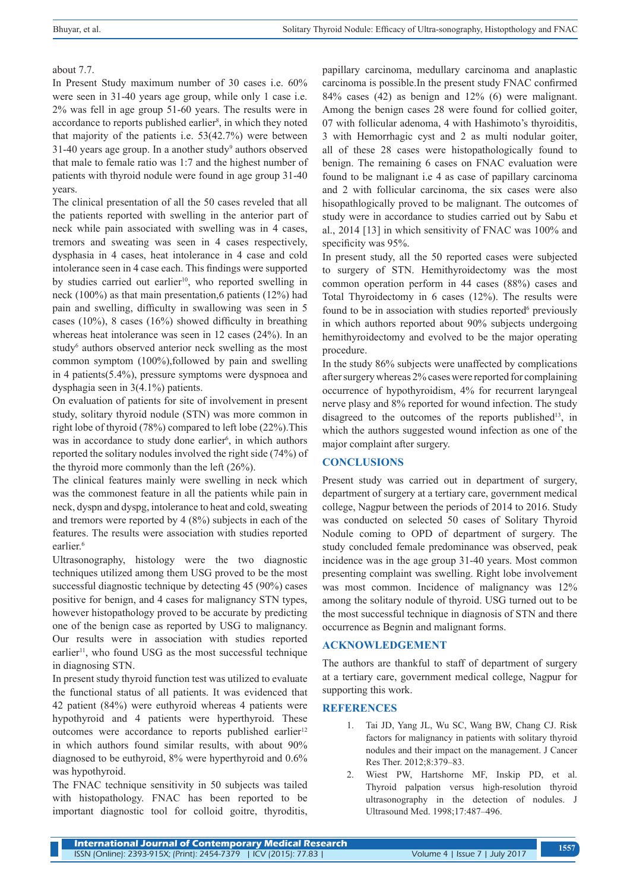about 7.7.

In Present Study maximum number of 30 cases i.e. 60% were seen in 31-40 years age group, while only 1 case i.e. 2% was fell in age group 51-60 years. The results were in accordance to reports published earlier[8], in which they noted that majority of the patients i.e. 53(42.7%) were between 31-40 years age group. In a another study[9] authors observed that male to female ratio was 1:7 and the highest number of patients with thyroid nodule were found in age group 31-40 years.

The clinical presentation of all the 50 cases reveled that all the patients reported with swelling in the anterior part of neck while pain associated with swelling was in 4 cases, tremors and sweating was seen in 4 cases respectively, dysphasia in 4 cases, heat intolerance in 4 case and cold intolerance seen in 4 case each. This findings were supported by studies carried out earlier[10], who reported swelling in neck (100%) as that main presentation,6 patients (12%) had pain and swelling, difficulty in swallowing was seen in 5 cases (10%), 8 cases (16%) showed difficulty in breathing whereas heat intolerance was seen in 12 cases (24%). In an study[6] authors observed anterior neck swelling as the most common symptom (100%),followed by pain and swelling in 4 patients(5.4%), pressure symptoms were dyspnoea and dysphagia seen in 3(4.1%) patients.

On evaluation of patients for site of involvement in present study, solitary thyroid nodule (STN) was more common in right lobe of thyroid (78%) compared to left lobe (22%).This was in accordance to study done earlier[6], in which authors reported the solitary nodules involved the right side (74%) of the thyroid more commonly than the left (26%).

The clinical features mainly were swelling in neck which was the commonest feature in all the patients while pain in neck, dyspn and dyspg, intolerance to heat and cold, sweating and tremors were reported by 4 (8%) subjects in each of the features. The results were association with studies reported earlier.[6]

Ultrasonography, histology were the two diagnostic techniques utilized among them USG proved to be the most successful diagnostic technique by detecting 45 (90%) cases positive for benign, and 4 cases for malignancy STN types, however histopathology proved to be accurate by predicting one of the benign case as reported by USG to malignancy. Our results were in association with studies reported earlier[11], who found USG as the most successful technique in diagnosing STN.

In present study thyroid function test was utilized to evaluate the functional status of all patients. It was evidenced that 42 patient (84%) were euthyroid whereas 4 patients were hypothyroid and 4 patients were hyperthyroid. These outcomes were accordance to reports published earlier[12] in which authors found similar results, with about 90% diagnosed to be euthyroid, 8% were hyperthyroid and 0.6% was hypothyroid.

The FNAC technique sensitivity in 50 subjects was tailed with histopathology. FNAC has been reported to be important diagnostic tool for colloid goitre, thyroditis, papillary carcinoma, medullary carcinoma and anaplastic carcinoma is possible.In the present study FNAC confirmed 84% cases (42) as benign and 12% (6) were malignant. Among the benign cases 28 were found for collied goiter, 07 with follicular adenoma, 4 with Hashimoto's thyroiditis, 3 with Hemorrhagic cyst and 2 as multi nodular goiter, all of these 28 cases were histopathologically found to benign. The remaining 6 cases on FNAC evaluation were found to be malignant i.e 4 as case of papillary carcinoma and 2 with follicular carcinoma, the six cases were also hisopathlogically proved to be malignant. The outcomes of study were in accordance to studies carried out by Sabu et al., 2014 [13] in which sensitivity of FNAC was 100% and specificity was 95%.

In present study, all the 50 reported cases were subjected to surgery of STN. Hemithyroidectomy was the most common operation perform in 44 cases (88%) cases and Total Thyroidectomy in 6 cases (12%). The results were found to be in association with studies reported[6] previously in which authors reported about 90% subjects undergoing hemithyroidectomy and evolved to be the major operating procedure.

In the study 86% subjects were unaffected by complications after surgery whereas 2% cases were reported for complaining occurrence of hypothyroidism, 4% for recurrent laryngeal nerve plasy and 8% reported for wound infection. The study disagreed to the outcomes of the reports published[13], in which the authors suggested wound infection as one of the major complaint after surgery.

## CONCLUSIONS

Present study was carried out in department of surgery, department of surgery at a tertiary care, government medical college, Nagpur between the periods of 2014 to 2016. Study was conducted on selected 50 cases of Solitary Thyroid Nodule coming to OPD of department of surgery. The study concluded female predominance was observed, peak incidence was in the age group 31-40 years. Most common presenting complaint was swelling. Right lobe involvement was most common. Incidence of malignancy was 12% among the solitary nodule of thyroid. USG turned out to be the most successful technique in diagnosis of STN and there occurrence as Begnin and malignant forms.

## ACKNOWLEDGEMENT

The authors are thankful to staff of department of surgery at a tertiary care, government medical college, Nagpur for supporting this work.

## REFERENCES

1. Tai JD, Yang JL, Wu SC, Wang BW, Chang CJ. Risk factors for malignancy in patients with solitary thyroid nodules and their impact on the management. J Cancer Res Ther. 2012;8:379–83.
2. Wiest PW, Hartshorne MF, Inskip PD, et al. Thyroid palpation versus high-resolution thyroid ultrasonography in the detection of nodules. J Ultrasound Med. 1998;17:487–496.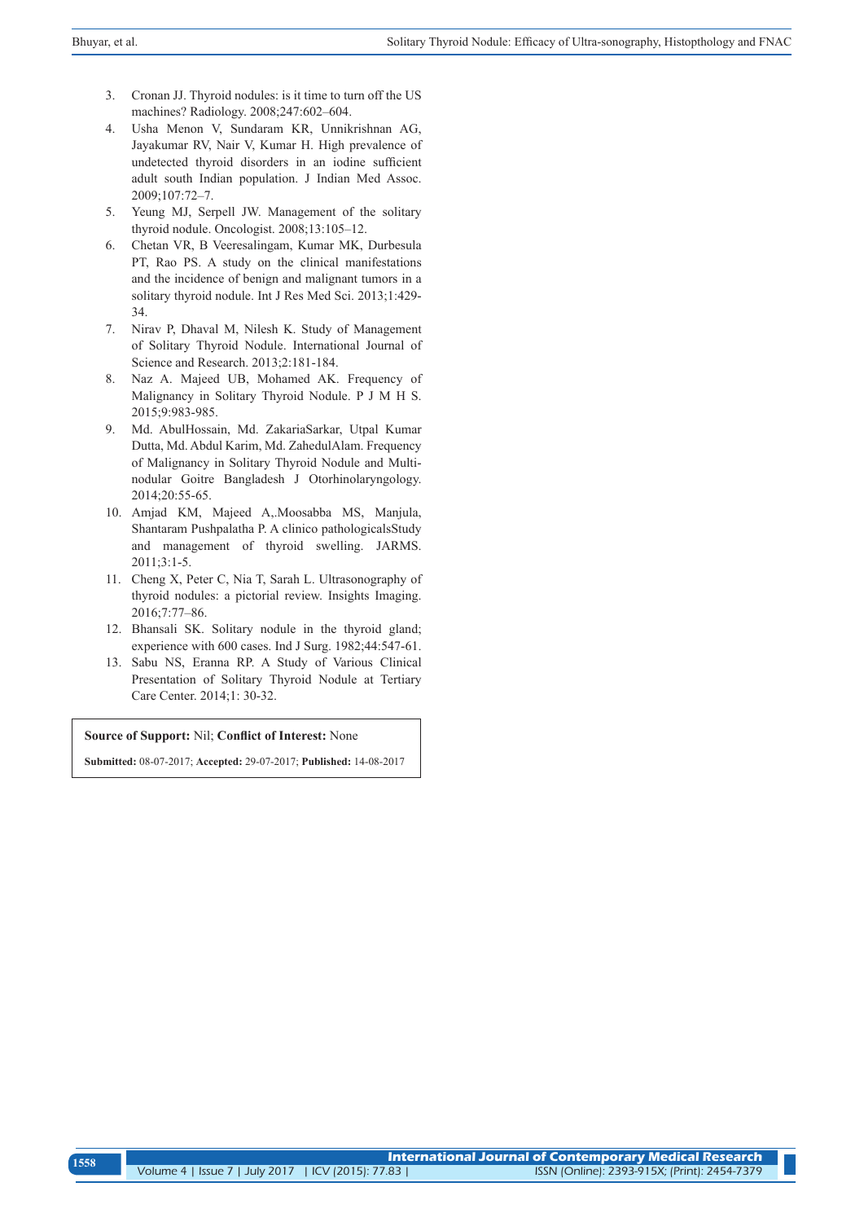3. Cronan JJ. Thyroid nodules: is it time to turn off the US machines? Radiology. 2008;247:602–604.
4. Usha Menon V, Sundaram KR, Unnikrishnan AG, Jayakumar RV, Nair V, Kumar H. High prevalence of undetected thyroid disorders in an iodine sufficient adult south Indian population. J Indian Med Assoc. 2009;107:72–7.
5. Yeung MJ, Serpell JW. Management of the solitary thyroid nodule. Oncologist. 2008;13:105–12.
6. Chetan VR, B Veeresalingam, Kumar MK, Durbesula PT, Rao PS. A study on the clinical manifestations and the incidence of benign and malignant tumors in a solitary thyroid nodule. Int J Res Med Sci. 2013;1:429-34.
7. Nirav P, Dhaval M, Nilesh K. Study of Management of Solitary Thyroid Nodule. International Journal of Science and Research. 2013;2:181-184.
8. Naz A. Majeed UB, Mohamed AK. Frequency of Malignancy in Solitary Thyroid Nodule. P J M H S. 2015;9:983-985.
9. Md. AbulHossain, Md. ZakariaSarkar, Utpal Kumar Dutta, Md. Abdul Karim, Md. ZahedulAlam. Frequency of Malignancy in Solitary Thyroid Nodule and Multi-nodular Goitre Bangladesh J Otorhinolaryngology. 2014;20:55-65.
10. Amjad KM, Majeed A,.Moosabba MS, Manjula, Shantaram Pushpalatha P. A clinico pathologicalsStudy and management of thyroid swelling. JARMS. 2011;3:1-5.
11. Cheng X, Peter C, Nia T, Sarah L. Ultrasonography of thyroid nodules: a pictorial review. Insights Imaging. 2016;7:77–86.
12. Bhansali SK. Solitary nodule in the thyroid gland; experience with 600 cases. Ind J Surg. 1982;44:547-61.
13. Sabu NS, Eranna RP. A Study of Various Clinical Presentation of Solitary Thyroid Nodule at Tertiary Care Center. 2014;1: 30-32.

**Source of Support:** Nil; **Conflict of Interest:** None

**Submitted:** 08-07-2017; **Accepted:** 29-07-2017; **Published:** 14-08-2017